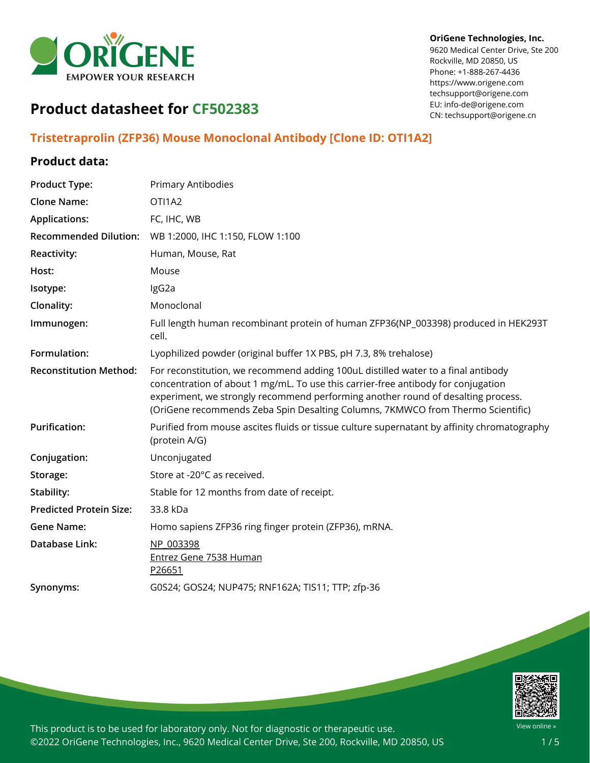OriGene Technologies, Inc.
9620 Medical Center Drive, Ste 200
Rockville, MD 20850, US
Phone: +1-888-267-4436
https://www.origene.com
techsupport@origene.com
EU: info-de@origene.com
CN: techsupport@origene.cn

# Product datasheet for CF502383

## Tristetraprolin (ZFP36) Mouse Monoclonal Antibody [Clone ID: OTI1A2]

### Product data:

| | |
|---|---|
| **Product Type:** | Primary Antibodies |
| **Clone Name:** | OTI1A2 |
| **Applications:** | FC, IHC, WB |
| **Recommended Dilution:** | WB 1:2000, IHC 1:150, FLOW 1:100 |
| **Reactivity:** | Human, Mouse, Rat |
| **Host:** | Mouse |
| **Isotype:** | IgG2a |
| **Clonality:** | Monoclonal |
| **Immunogen:** | Full length human recombinant protein of human ZFP36(NP_003398) produced in HEK293T cell. |
| **Formulation:** | Lyophilized powder (original buffer 1X PBS, pH 7.3, 8% trehalose) |
| **Reconstitution Method:** | For reconstitution, we recommend adding 100uL distilled water to a final antibody concentration of about 1 mg/mL. To use this carrier-free antibody for conjugation experiment, we strongly recommend performing another round of desalting process. (OriGene recommends Zeba Spin Desalting Columns, 7KMWCO from Thermo Scientific) |
| **Purification:** | Purified from mouse ascites fluids or tissue culture supernatant by affinity chromatography (protein A/G) |
| **Conjugation:** | Unconjugated |
| **Storage:** | Store at -20°C as received. |
| **Stability:** | Stable for 12 months from date of receipt. |
| **Predicted Protein Size:** | 33.8 kDa |
| **Gene Name:** | Homo sapiens ZFP36 ring finger protein (ZFP36), mRNA. |
| **Database Link:** | NP_003398<br>Entrez Gene 7538 Human<br>P26651 |
| **Synonyms:** | G0S24; GOS24; NUP475; RNF162A; TIS11; TTP; zfp-36 |

This product is to be used for laboratory only. Not for diagnostic or therapeutic use.
©2022 OriGene Technologies, Inc., 9620 Medical Center Drive, Ste 200, Rockville, MD 20850, US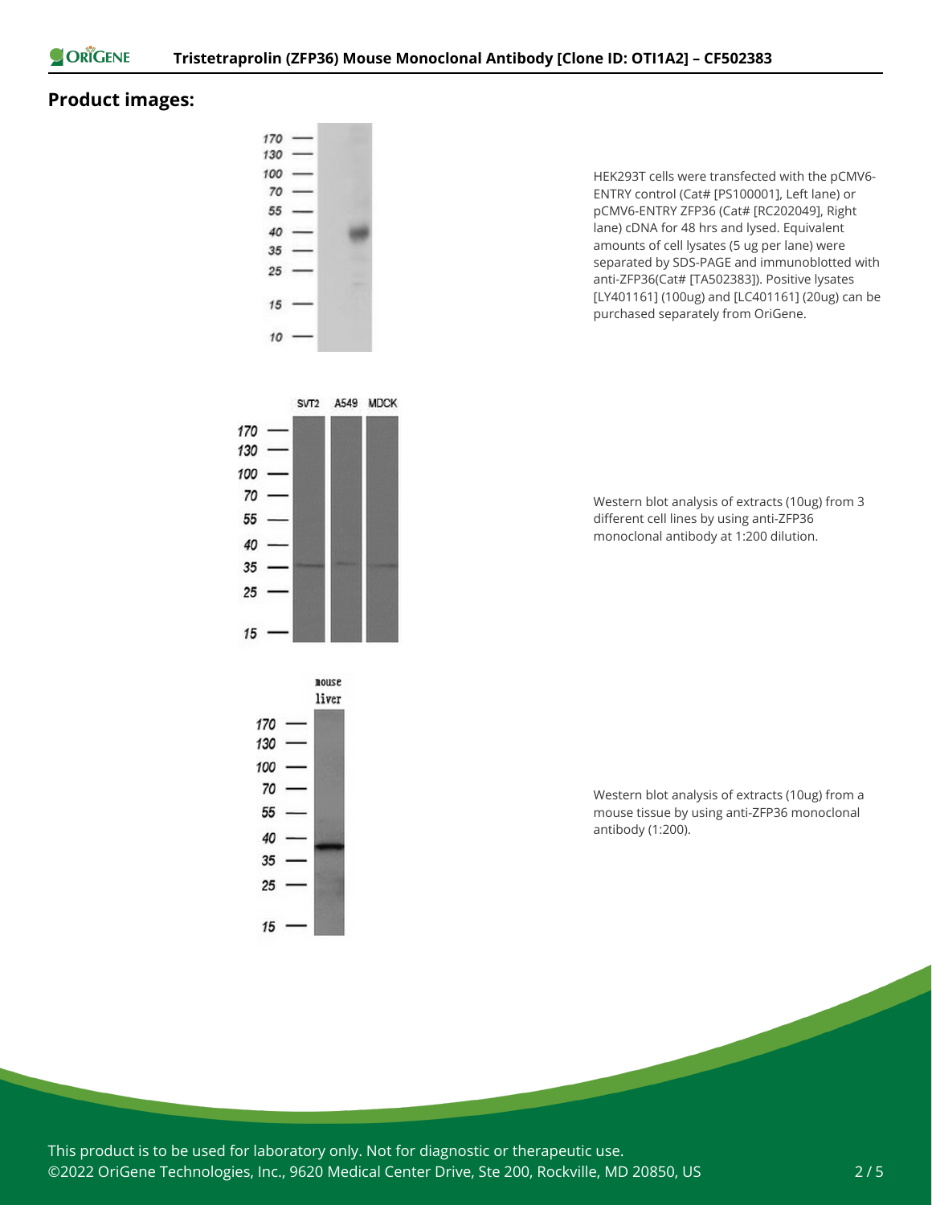## Product images:

HEK293T cells were transfected with the pCMV6-ENTRY control (Cat# [PS100001], Left lane) or pCMV6-ENTRY ZFP36 (Cat# [RC202049], Right lane) cDNA for 48 hrs and lysed. Equivalent amounts of cell lysates (5 ug per lane) were separated by SDS-PAGE and immunoblotted with anti-ZFP36(Cat# [TA502383]). Positive lysates [LY401161] (100ug) and [LC401161] (20ug) can be purchased separately from OriGene.

Western blot analysis of extracts (10ug) from 3 different cell lines by using anti-ZFP36 monoclonal antibody at 1:200 dilution.

Western blot analysis of extracts (10ug) from a mouse tissue by using anti-ZFP36 monoclonal antibody (1:200).

This product is to be used for laboratory only. Not for diagnostic or therapeutic use.
©2022 OriGene Technologies, Inc., 9620 Medical Center Drive, Ste 200, Rockville, MD 20850, US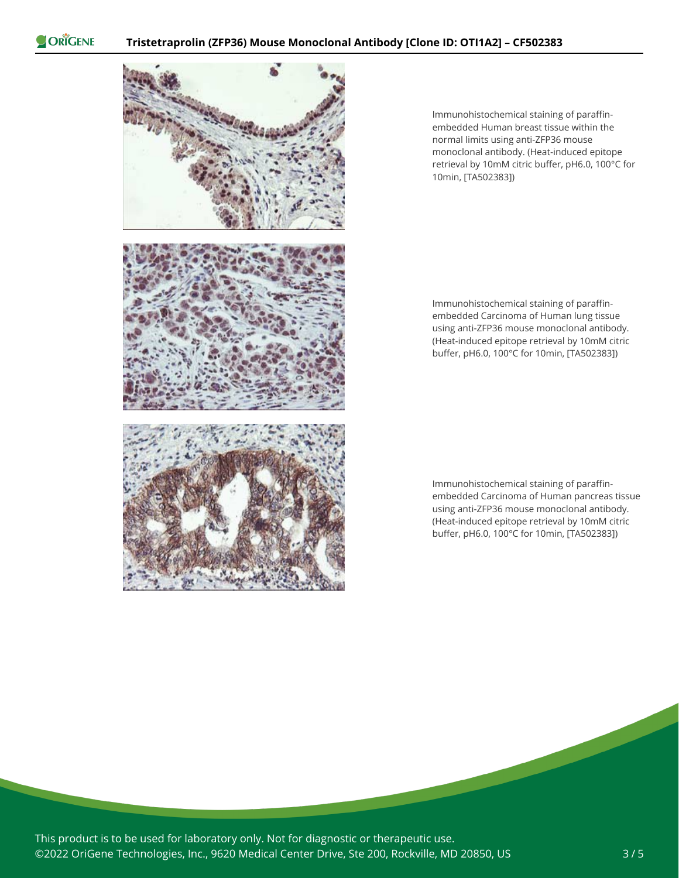Immunohistochemical staining of paraffin-embedded Human breast tissue within the normal limits using anti-ZFP36 mouse monoclonal antibody. (Heat-induced epitope retrieval by 10mM citric buffer, pH6.0, 100°C for 10min, [TA502383])

Immunohistochemical staining of paraffin-embedded Carcinoma of Human lung tissue using anti-ZFP36 mouse monoclonal antibody. (Heat-induced epitope retrieval by 10mM citric buffer, pH6.0, 100°C for 10min, [TA502383])

Immunohistochemical staining of paraffin-embedded Carcinoma of Human pancreas tissue using anti-ZFP36 mouse monoclonal antibody. (Heat-induced epitope retrieval by 10mM citric buffer, pH6.0, 100°C for 10min, [TA502383])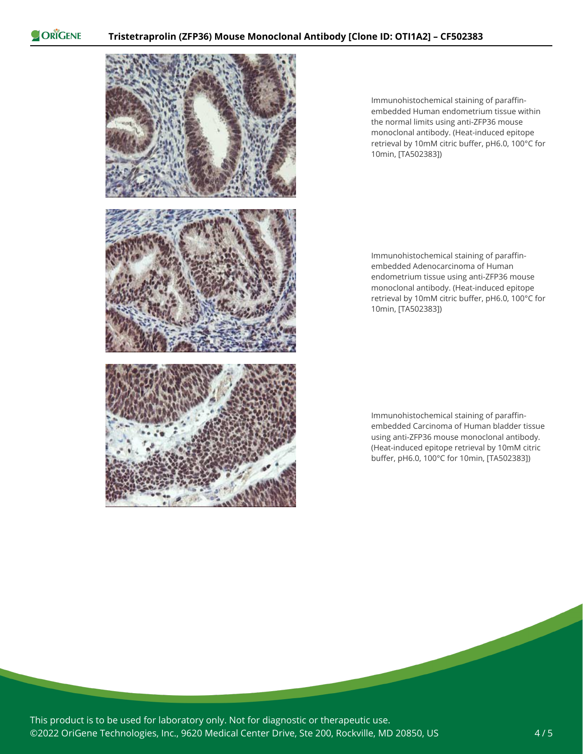Immunohistochemical staining of paraffin-embedded Human endometrium tissue within the normal limits using anti-ZFP36 mouse monoclonal antibody. (Heat-induced epitope retrieval by 10mM citric buffer, pH6.0, 100°C for 10min, [TA502383])

Immunohistochemical staining of paraffin-embedded Adenocarcinoma of Human endometrium tissue using anti-ZFP36 mouse monoclonal antibody. (Heat-induced epitope retrieval by 10mM citric buffer, pH6.0, 100°C for 10min, [TA502383])

Immunohistochemical staining of paraffin-embedded Carcinoma of Human bladder tissue using anti-ZFP36 mouse monoclonal antibody. (Heat-induced epitope retrieval by 10mM citric buffer, pH6.0, 100°C for 10min, [TA502383])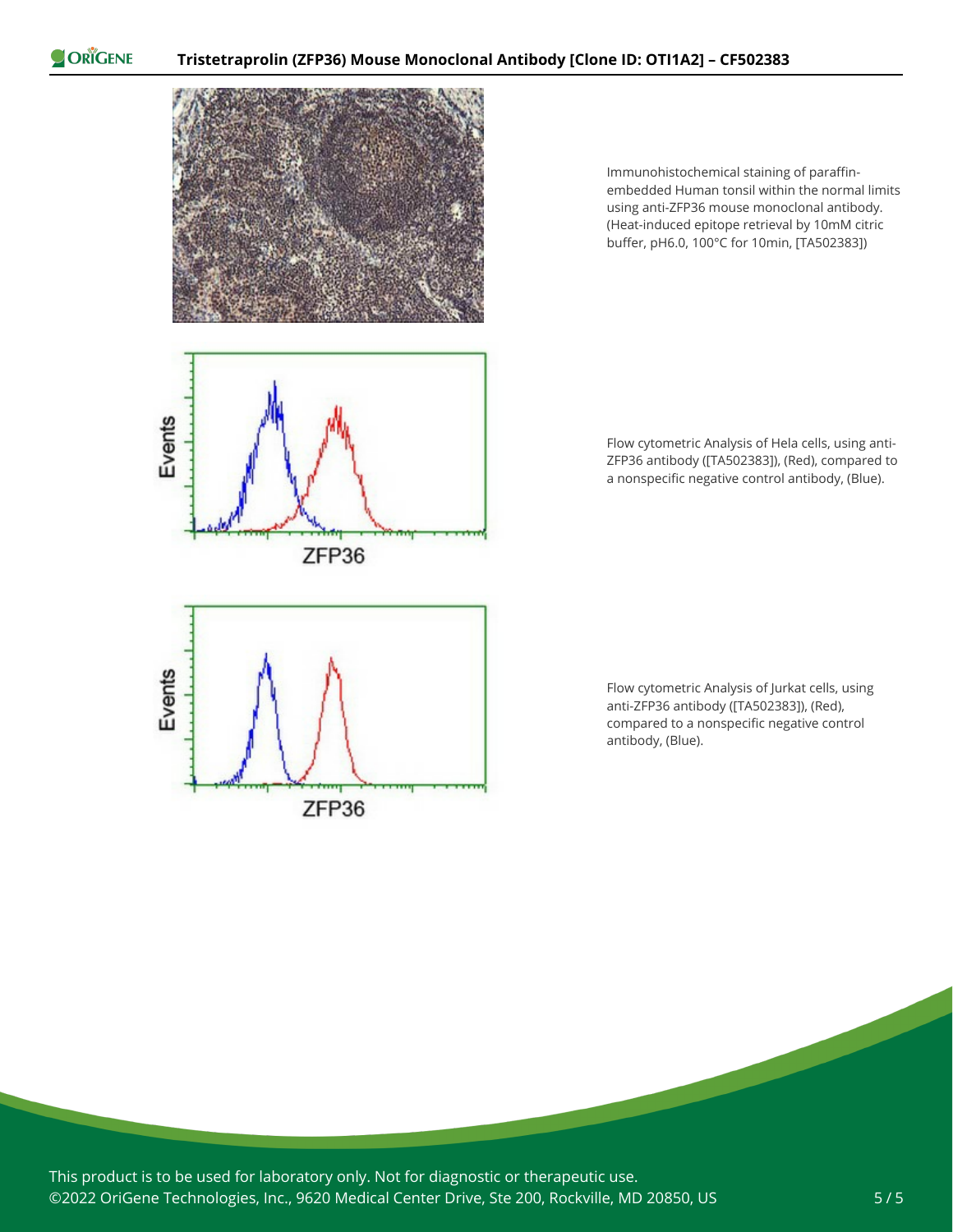Immunohistochemical staining of paraffin-embedded Human tonsil within the normal limits using anti-ZFP36 mouse monoclonal antibody. (Heat-induced epitope retrieval by 10mM citric buffer, pH6.0, 100°C for 10min, [TA502383])

Events

ZFP36

Flow cytometric Analysis of Hela cells, using anti-ZFP36 antibody ([TA502383]), (Red), compared to a nonspecific negative control antibody, (Blue).

Events

ZFP36

Flow cytometric Analysis of Jurkat cells, using anti-ZFP36 antibody ([TA502383]), (Red), compared to a nonspecific negative control antibody, (Blue).

This product is to be used for laboratory only. Not for diagnostic or therapeutic use.
©2022 OriGene Technologies, Inc., 9620 Medical Center Drive, Ste 200, Rockville, MD 20850, US